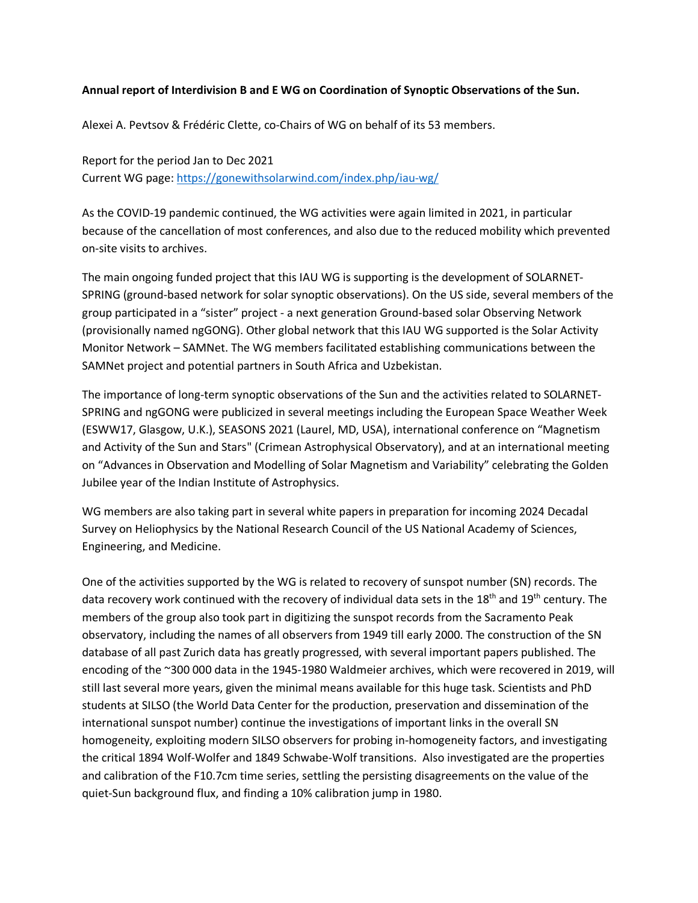**Annual report of Interdivision B and E WG on Coordination of Synoptic Observations of the Sun.**

Alexei A. Pevtsov & Frédéric Clette, co-Chairs of WG on behalf of its 53 members.

Report for the period Jan to Dec 2021
Current WG page: https://gonewithsolarwind.com/index.php/iau-wg/

As the COVID-19 pandemic continued, the WG activities were again limited in 2021, in particular because of the cancellation of most conferences, and also due to the reduced mobility which prevented on-site visits to archives.

The main ongoing funded project that this IAU WG is supporting is the development of SOLARNET-SPRING (ground-based network for solar synoptic observations). On the US side, several members of the group participated in a "sister" project - a next generation Ground-based solar Observing Network (provisionally named ngGONG). Other global network that this IAU WG supported is the Solar Activity Monitor Network – SAMNet. The WG members facilitated establishing communications between the SAMNet project and potential partners in South Africa and Uzbekistan.

The importance of long-term synoptic observations of the Sun and the activities related to SOLARNET-SPRING and ngGONG were publicized in several meetings including the European Space Weather Week (ESWW17, Glasgow, U.K.), SEASONS 2021 (Laurel, MD, USA), international conference on "Magnetism and Activity of the Sun and Stars" (Crimean Astrophysical Observatory), and at an international meeting on "Advances in Observation and Modelling of Solar Magnetism and Variability" celebrating the Golden Jubilee year of the Indian Institute of Astrophysics.

WG members are also taking part in several white papers in preparation for incoming 2024 Decadal Survey on Heliophysics by the National Research Council of the US National Academy of Sciences, Engineering, and Medicine.

One of the activities supported by the WG is related to recovery of sunspot number (SN) records. The data recovery work continued with the recovery of individual data sets in the 18th and 19th century. The members of the group also took part in digitizing the sunspot records from the Sacramento Peak observatory, including the names of all observers from 1949 till early 2000. The construction of the SN database of all past Zurich data has greatly progressed, with several important papers published. The encoding of the ~300 000 data in the 1945-1980 Waldmeier archives, which were recovered in 2019, will still last several more years, given the minimal means available for this huge task. Scientists and PhD students at SILSO (the World Data Center for the production, preservation and dissemination of the international sunspot number) continue the investigations of important links in the overall SN homogeneity, exploiting modern SILSO observers for probing in-homogeneity factors, and investigating the critical 1894 Wolf-Wolfer and 1849 Schwabe-Wolf transitions. Also investigated are the properties and calibration of the F10.7cm time series, settling the persisting disagreements on the value of the quiet-Sun background flux, and finding a 10% calibration jump in 1980.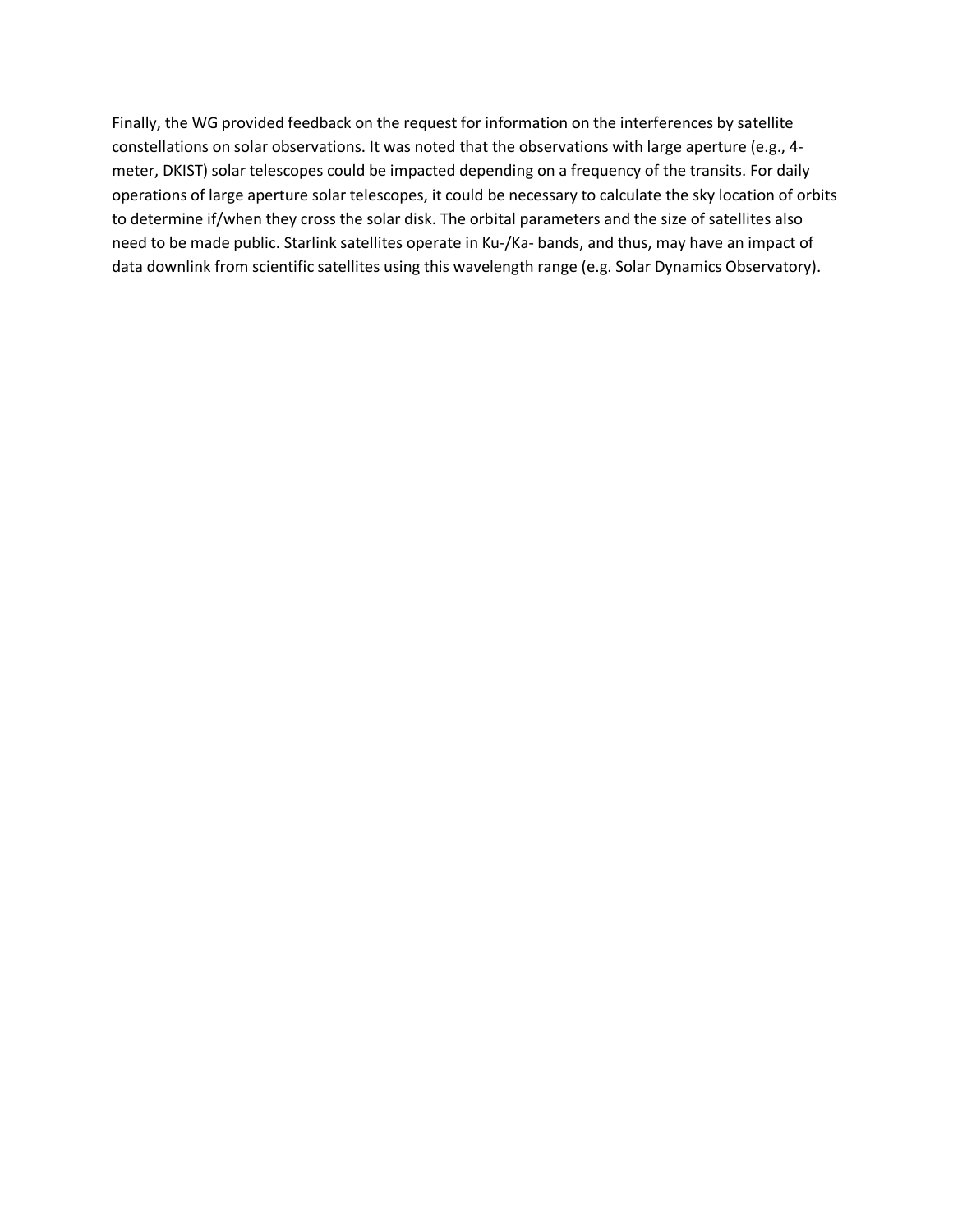Finally, the WG provided feedback on the request for information on the interferences by satellite constellations on solar observations. It was noted that the observations with large aperture (e.g., 4-meter, DKIST) solar telescopes could be impacted depending on a frequency of the transits. For daily operations of large aperture solar telescopes, it could be necessary to calculate the sky location of orbits to determine if/when they cross the solar disk. The orbital parameters and the size of satellites also need to be made public. Starlink satellites operate in Ku-/Ka- bands, and thus, may have an impact of data downlink from scientific satellites using this wavelength range (e.g. Solar Dynamics Observatory).